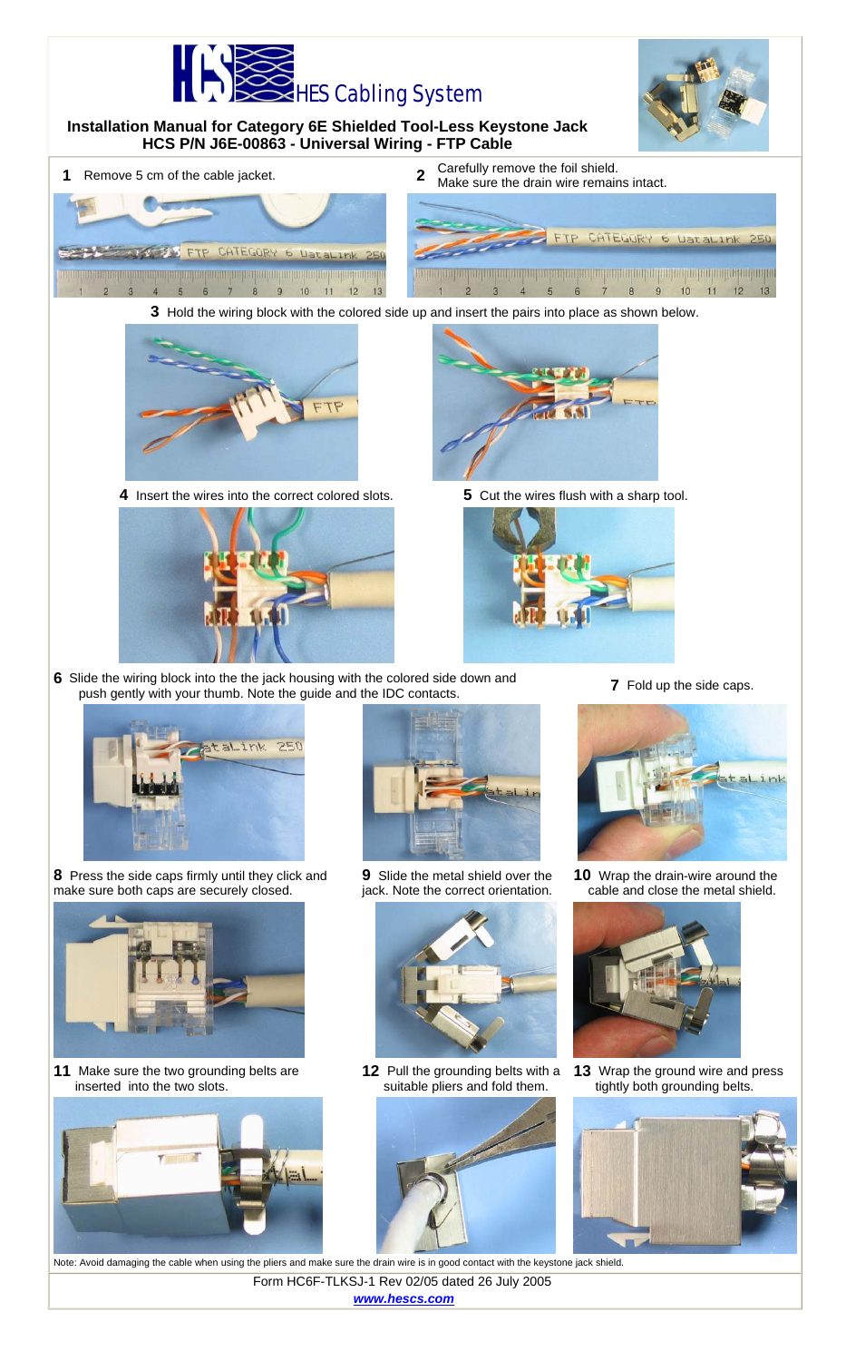HES Cabling System

# Installation Manual for Category 6E Shielded Tool-Less Keystone Jack
## HCS P/N J6E-00863 - Universal Wiring - FTP Cable

**1** Remove 5 cm of the cable jacket.

**2** Carefully remove the foil shield. Make sure the drain wire remains intact.

**3** Hold the wiring block with the colored side up and insert the pairs into place as shown below.

**4** Insert the wires into the correct colored slots.

**5** Cut the wires flush with a sharp tool.

**6** Slide the wiring block into the the jack housing with the colored side down and push gently with your thumb. Note the guide and the IDC contacts.

**7** Fold up the side caps.

**8** Press the side caps firmly until they click and make sure both caps are securely closed.

**9** Slide the metal shield over the jack. Note the correct orientation.

**10** Wrap the drain-wire around the cable and close the metal shield.

**11** Make sure the two grounding belts are inserted into the two slots.

**12** Pull the grounding belts with a suitable pliers and fold them.

**13** Wrap the ground wire and press tightly both grounding belts.

Note: Avoid damaging the cable when using the pliers and make sure the drain wire is in good contact with the keystone jack shield.

Form HC6F-TLKSJ-1 Rev 02/05 dated 26 July 2005

www.hescs.com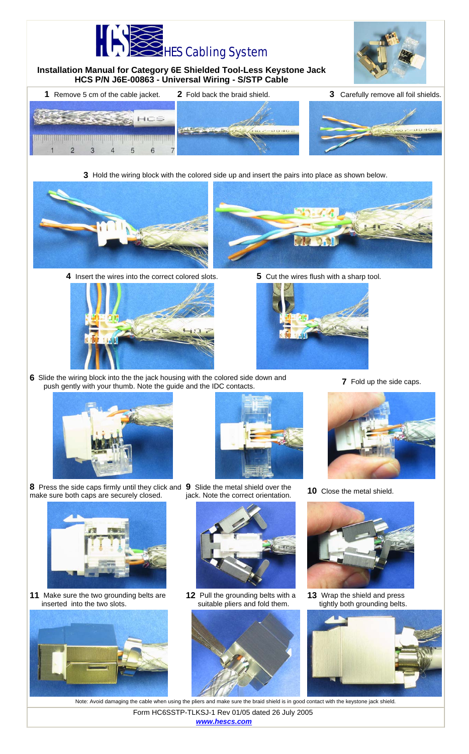HES Cabling System

# Installation Manual for Category 6E Shielded Tool-Less Keystone Jack
## HCS P/N J6E-00863 - Universal Wiring - S/STP Cable

**1** Remove 5 cm of the cable jacket.

**2** Fold back the braid shield.

**3** Carefully remove all foil shields.

**3** Hold the wiring block with the colored side up and insert the pairs into place as shown below.

**4** Insert the wires into the correct colored slots.

**5** Cut the wires flush with a sharp tool.

**6** Slide the wiring block into the the jack housing with the colored side down and push gently with your thumb. Note the guide and the IDC contacts.

**7** Fold up the side caps.

**8** Press the side caps firmly until they click and make sure both caps are securely closed.

**9** Slide the metal shield over the jack. Note the correct orientation.

**10** Close the metal shield.

**11** Make sure the two grounding belts are inserted into the two slots.

**12** Pull the grounding belts with a suitable pliers and fold them.

**13** Wrap the shield and press tightly both grounding belts.

Note: Avoid damaging the cable when using the pliers and make sure the braid shield is in good contact with the keystone jack shield.

Form HC6SSTP-TLKSJ-1 Rev 01/05 dated 26 July 2005

www.hescs.com